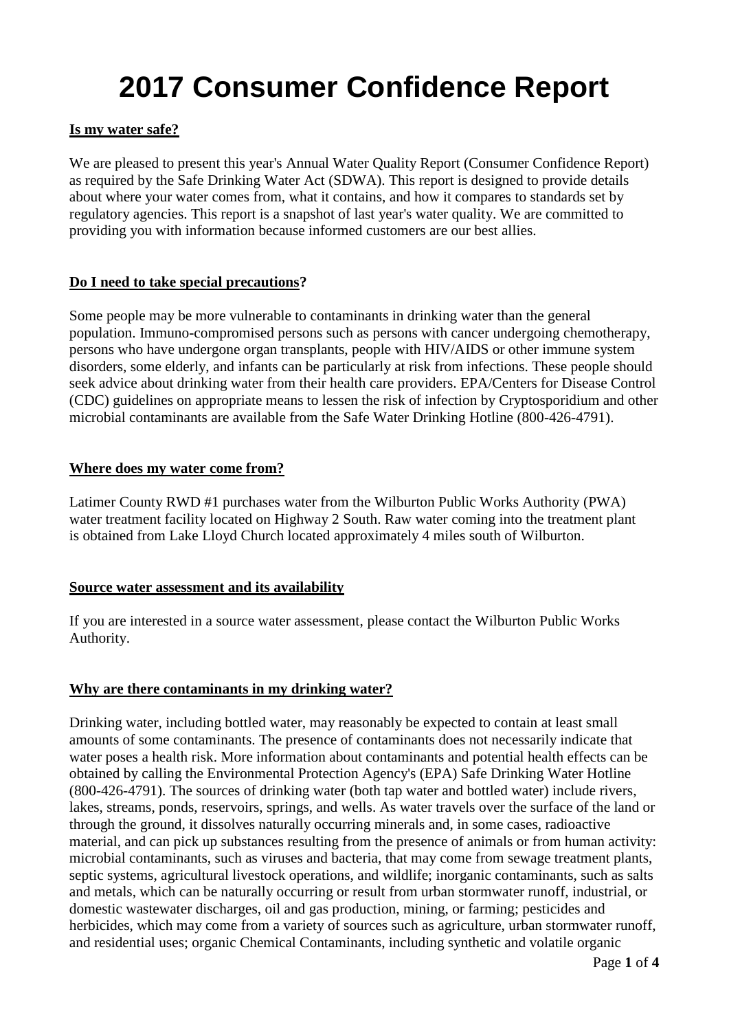# 2017 Consumer Confidence Report

**Is my water safe?**

We are pleased to present this year's Annual Water Quality Report (Consumer Confidence Report) as required by the Safe Drinking Water Act (SDWA). This report is designed to provide details about where your water comes from, what it contains, and how it compares to standards set by regulatory agencies. This report is a snapshot of last year's water quality. We are committed to providing you with information because informed customers are our best allies.

**Do I need to take special precautions?**

Some people may be more vulnerable to contaminants in drinking water than the general population. Immuno-compromised persons such as persons with cancer undergoing chemotherapy, persons who have undergone organ transplants, people with HIV/AIDS or other immune system disorders, some elderly, and infants can be particularly at risk from infections. These people should seek advice about drinking water from their health care providers. EPA/Centers for Disease Control (CDC) guidelines on appropriate means to lessen the risk of infection by Cryptosporidium and other microbial contaminants are available from the Safe Water Drinking Hotline (800-426-4791).

**Where does my water come from?**

Latimer County RWD #1 purchases water from the Wilburton Public Works Authority (PWA) water treatment facility located on Highway 2 South. Raw water coming into the treatment plant is obtained from Lake Lloyd Church located approximately 4 miles south of Wilburton.

**Source water assessment and its availability**

If you are interested in a source water assessment, please contact the Wilburton Public Works Authority.

**Why are there contaminants in my drinking water?**

Drinking water, including bottled water, may reasonably be expected to contain at least small amounts of some contaminants. The presence of contaminants does not necessarily indicate that water poses a health risk. More information about contaminants and potential health effects can be obtained by calling the Environmental Protection Agency's (EPA) Safe Drinking Water Hotline (800-426-4791). The sources of drinking water (both tap water and bottled water) include rivers, lakes, streams, ponds, reservoirs, springs, and wells. As water travels over the surface of the land or through the ground, it dissolves naturally occurring minerals and, in some cases, radioactive material, and can pick up substances resulting from the presence of animals or from human activity: microbial contaminants, such as viruses and bacteria, that may come from sewage treatment plants, septic systems, agricultural livestock operations, and wildlife; inorganic contaminants, such as salts and metals, which can be naturally occurring or result from urban stormwater runoff, industrial, or domestic wastewater discharges, oil and gas production, mining, or farming; pesticides and herbicides, which may come from a variety of sources such as agriculture, urban stormwater runoff, and residential uses; organic Chemical Contaminants, including synthetic and volatile organic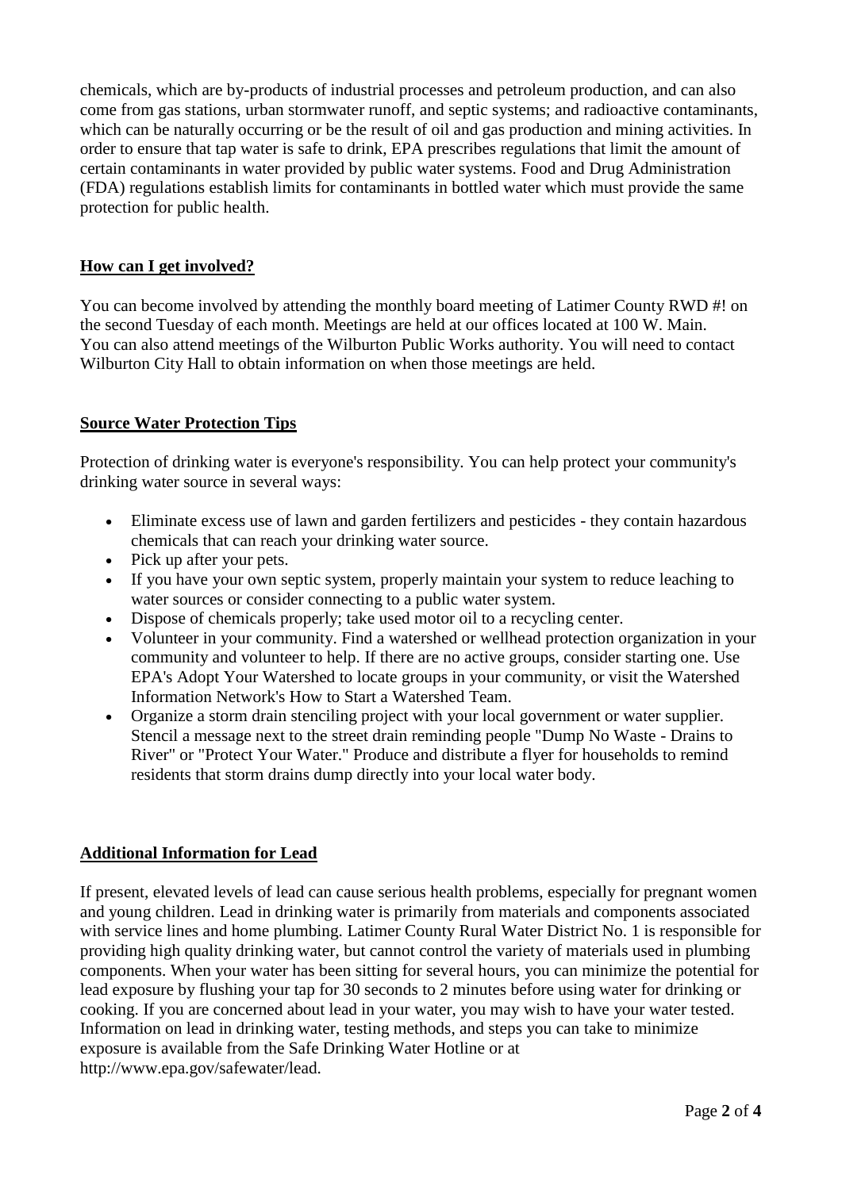chemicals, which are by-products of industrial processes and petroleum production, and can also come from gas stations, urban stormwater runoff, and septic systems; and radioactive contaminants, which can be naturally occurring or be the result of oil and gas production and mining activities. In order to ensure that tap water is safe to drink, EPA prescribes regulations that limit the amount of certain contaminants in water provided by public water systems. Food and Drug Administration (FDA) regulations establish limits for contaminants in bottled water which must provide the same protection for public health.

## How can I get involved?

You can become involved by attending the monthly board meeting of Latimer County RWD #! on the second Tuesday of each month. Meetings are held at our offices located at 100 W. Main. You can also attend meetings of the Wilburton Public Works authority. You will need to contact Wilburton City Hall to obtain information on when those meetings are held.

## Source Water Protection Tips

Protection of drinking water is everyone's responsibility. You can help protect your community's drinking water source in several ways:

- Eliminate excess use of lawn and garden fertilizers and pesticides - they contain hazardous chemicals that can reach your drinking water source.
- Pick up after your pets.
- If you have your own septic system, properly maintain your system to reduce leaching to water sources or consider connecting to a public water system.
- Dispose of chemicals properly; take used motor oil to a recycling center.
- Volunteer in your community. Find a watershed or wellhead protection organization in your community and volunteer to help. If there are no active groups, consider starting one. Use EPA's Adopt Your Watershed to locate groups in your community, or visit the Watershed Information Network's How to Start a Watershed Team.
- Organize a storm drain stenciling project with your local government or water supplier. Stencil a message next to the street drain reminding people "Dump No Waste - Drains to River" or "Protect Your Water." Produce and distribute a flyer for households to remind residents that storm drains dump directly into your local water body.

## Additional Information for Lead

If present, elevated levels of lead can cause serious health problems, especially for pregnant women and young children. Lead in drinking water is primarily from materials and components associated with service lines and home plumbing. Latimer County Rural Water District No. 1 is responsible for providing high quality drinking water, but cannot control the variety of materials used in plumbing components. When your water has been sitting for several hours, you can minimize the potential for lead exposure by flushing your tap for 30 seconds to 2 minutes before using water for drinking or cooking. If you are concerned about lead in your water, you may wish to have your water tested. Information on lead in drinking water, testing methods, and steps you can take to minimize exposure is available from the Safe Drinking Water Hotline or at http://www.epa.gov/safewater/lead.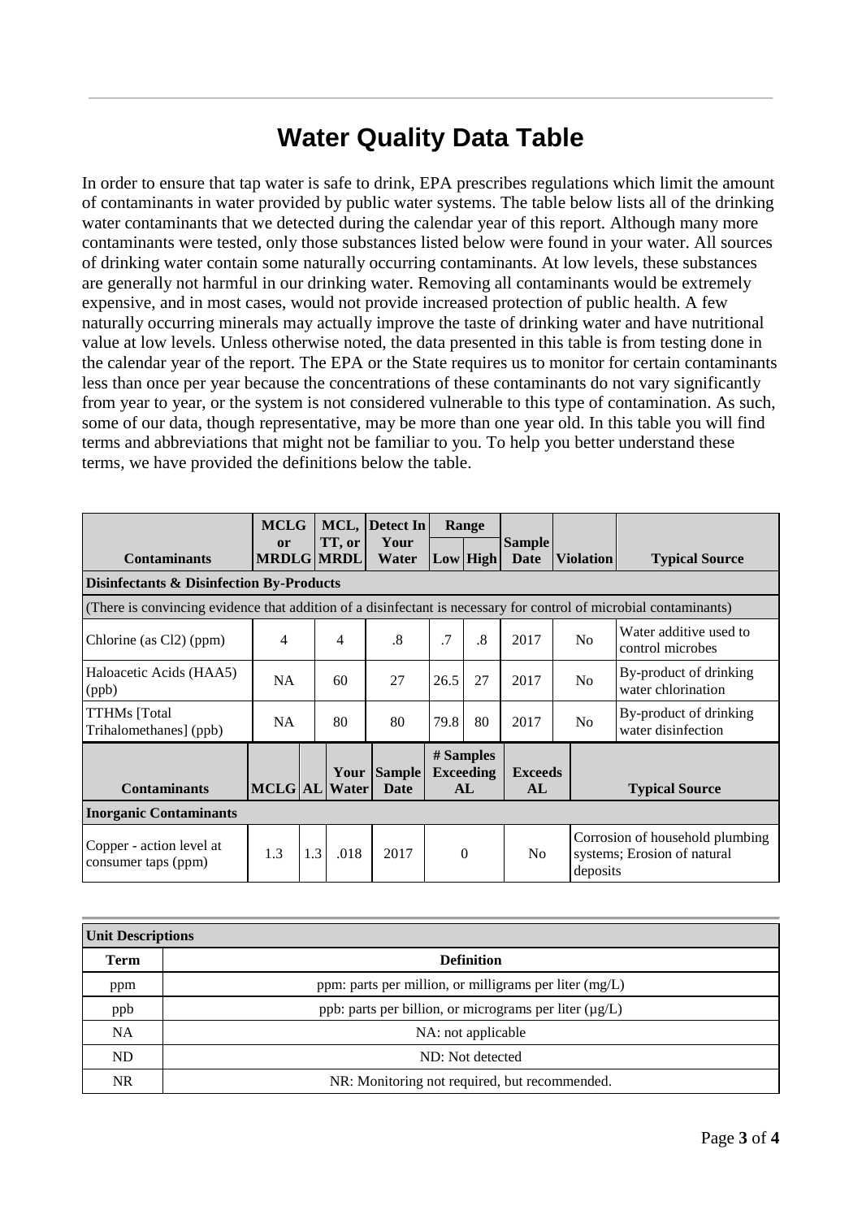# Water Quality Data Table

In order to ensure that tap water is safe to drink, EPA prescribes regulations which limit the amount of contaminants in water provided by public water systems. The table below lists all of the drinking water contaminants that we detected during the calendar year of this report. Although many more contaminants were tested, only those substances listed below were found in your water. All sources of drinking water contain some naturally occurring contaminants. At low levels, these substances are generally not harmful in our drinking water. Removing all contaminants would be extremely expensive, and in most cases, would not provide increased protection of public health. A few naturally occurring minerals may actually improve the taste of drinking water and have nutritional value at low levels. Unless otherwise noted, the data presented in this table is from testing done in the calendar year of the report. The EPA or the State requires us to monitor for certain contaminants less than once per year because the concentrations of these contaminants do not vary significantly from year to year, or the system is not considered vulnerable to this type of contamination. As such, some of our data, though representative, may be more than one year old. In this table you will find terms and abbreviations that might not be familiar to you. To help you better understand these terms, we have provided the definitions below the table.

| Contaminants | MCLG or MRDLG | MCL, TT, or MRDL | Detect In Your Water | Range Low | Range High | Sample Date | Violation | Typical Source |
|---|---|---|---|---|---|---|---|---|
| **Disinfectants & Disinfection By-Products** | | | | | | | | |
| (There is convincing evidence that addition of a disinfectant is necessary for control of microbial contaminants) | | | | | | | | |
| Chlorine (as Cl2) (ppm) | 4 | 4 | .8 | .7 | .8 | 2017 | No | Water additive used to control microbes |
| Haloacetic Acids (HAA5) (ppb) | NA | 60 | 27 | 26.5 | 27 | 2017 | No | By-product of drinking water chlorination |
| TTHMs [Total Trihalomethanes] (ppb) | NA | 80 | 80 | 79.8 | 80 | 2017 | No | By-product of drinking water disinfection |

| Contaminants | MCLG | AL | Your Water | Sample Date | # Samples Exceeding AL | Exceeds AL | Typical Source |
|---|---|---|---|---|---|---|---|
| **Inorganic Contaminants** | | | | | | | |
| Copper - action level at consumer taps (ppm) | 1.3 | 1.3 | .018 | 2017 | 0 | No | Corrosion of household plumbing systems; Erosion of natural deposits |

| Unit Descriptions | |
|---|---|
| **Term** | **Definition** |
| ppm | ppm: parts per million, or milligrams per liter (mg/L) |
| ppb | ppb: parts per billion, or micrograms per liter (µg/L) |
| NA | NA: not applicable |
| ND | ND: Not detected |
| NR | NR: Monitoring not required, but recommended. |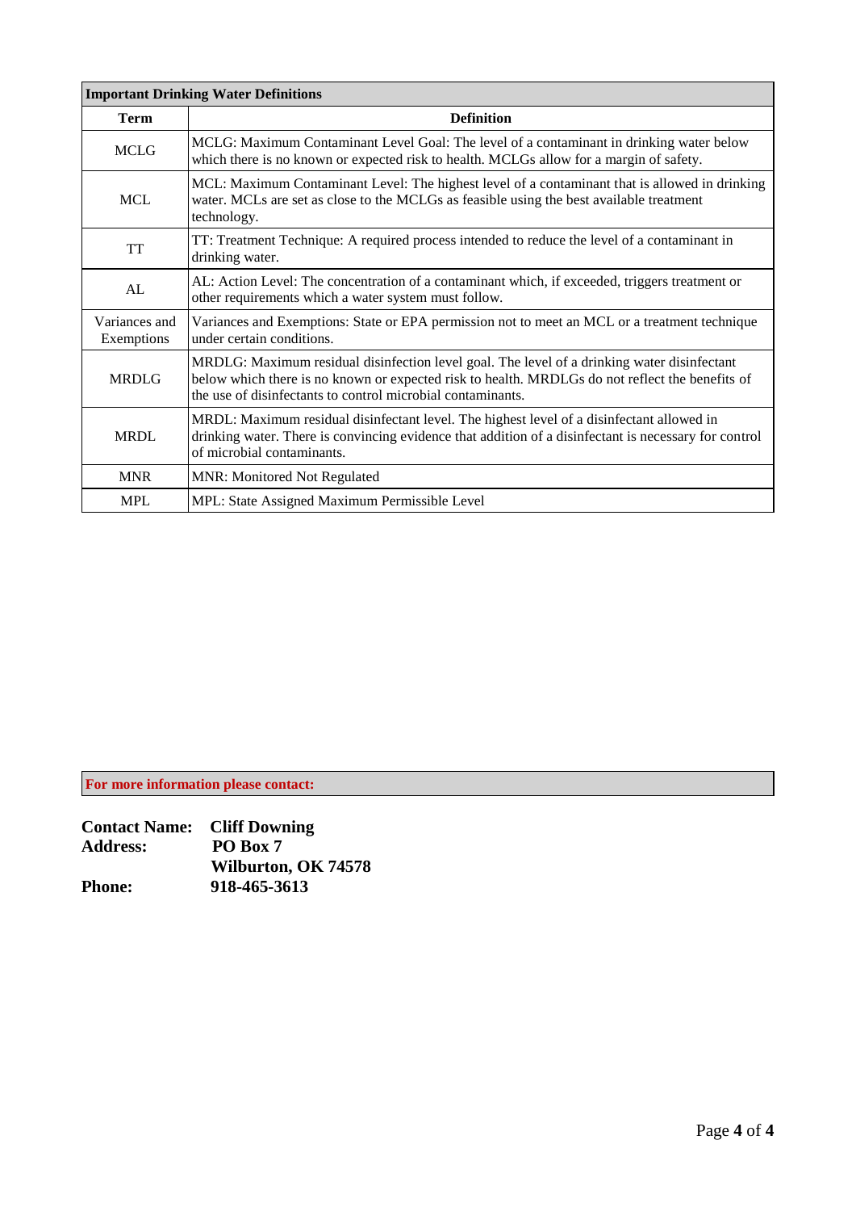| Important Drinking Water Definitions | |
|---|---|
| **Term** | **Definition** |
| MCLG | MCLG: Maximum Contaminant Level Goal: The level of a contaminant in drinking water below which there is no known or expected risk to health. MCLGs allow for a margin of safety. |
| MCL | MCL: Maximum Contaminant Level: The highest level of a contaminant that is allowed in drinking water. MCLs are set as close to the MCLGs as feasible using the best available treatment technology. |
| TT | TT: Treatment Technique: A required process intended to reduce the level of a contaminant in drinking water. |
| AL | AL: Action Level: The concentration of a contaminant which, if exceeded, triggers treatment or other requirements which a water system must follow. |
| Variances and Exemptions | Variances and Exemptions: State or EPA permission not to meet an MCL or a treatment technique under certain conditions. |
| MRDLG | MRDLG: Maximum residual disinfection level goal. The level of a drinking water disinfectant below which there is no known or expected risk to health. MRDLGs do not reflect the benefits of the use of disinfectants to control microbial contaminants. |
| MRDL | MRDL: Maximum residual disinfectant level. The highest level of a disinfectant allowed in drinking water. There is convincing evidence that addition of a disinfectant is necessary for control of microbial contaminants. |
| MNR | MNR: Monitored Not Regulated |
| MPL | MPL: State Assigned Maximum Permissible Level |

**For more information please contact:**

**Contact Name:** **Cliff Downing**
**Address:** **PO Box 7**
**Wilburton, OK 74578**
**Phone:** **918-465-3613**